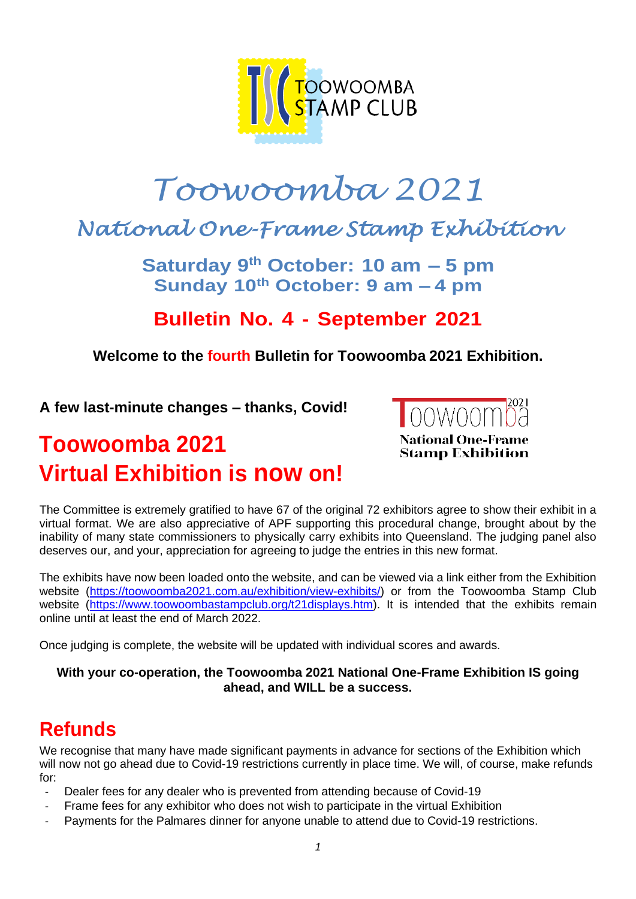TOOWOOMBA STAMP CLUB

# Toowoomba 2021

## National One-Frame Stamp Exhibition

**Saturday 9th October: 10 am – 5 pm**
**Sunday 10th October: 9 am – 4 pm**

## Bulletin No. 4 - September 2021

**Welcome to the fourth Bulletin for Toowoomba 2021 Exhibition.**

**A few last-minute changes – thanks, Covid!**

Toowoomba 2021
National One-Frame Stamp Exhibition

# Toowoomba 2021 Virtual Exhibition is now on!

The Committee is extremely gratified to have 67 of the original 72 exhibitors agree to show their exhibit in a virtual format. We are also appreciative of APF supporting this procedural change, brought about by the inability of many state commissioners to physically carry exhibits into Queensland. The judging panel also deserves our, and your, appreciation for agreeing to judge the entries in this new format.

The exhibits have now been loaded onto the website, and can be viewed via a link either from the Exhibition website (https://toowoomba2021.com.au/exhibition/view-exhibits/) or from the Toowoomba Stamp Club website (https://www.toowoombastampclub.org/t21displays.htm). It is intended that the exhibits remain online until at least the end of March 2022.

Once judging is complete, the website will be updated with individual scores and awards.

**With your co-operation, the Toowoomba 2021 National One-Frame Exhibition IS going ahead, and WILL be a success.**

## Refunds

We recognise that many have made significant payments in advance for sections of the Exhibition which will now not go ahead due to Covid-19 restrictions currently in place time. We will, of course, make refunds for:

- Dealer fees for any dealer who is prevented from attending because of Covid-19
- Frame fees for any exhibitor who does not wish to participate in the virtual Exhibition
- Payments for the Palmares dinner for anyone unable to attend due to Covid-19 restrictions.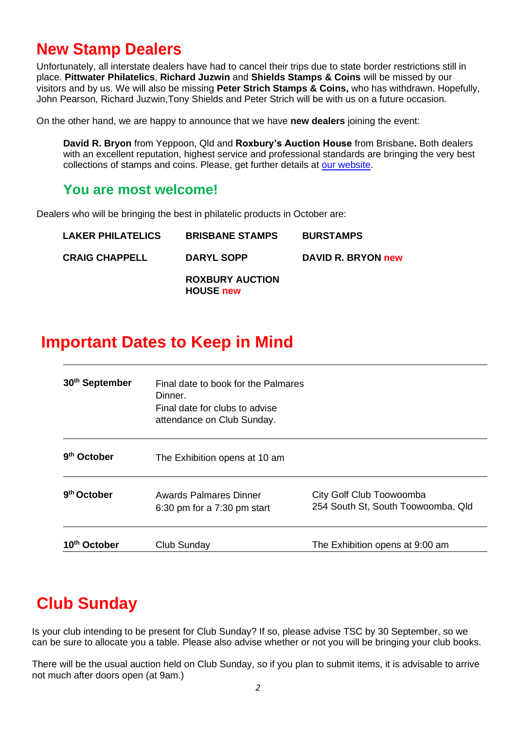## New Stamp Dealers

Unfortunately, all interstate dealers have had to cancel their trips due to state border restrictions still in place. **Pittwater Philatelics**, **Richard Juzwin** and **Shields Stamps & Coins** will be missed by our visitors and by us. We will also be missing **Peter Strich Stamps & Coins,** who has withdrawn. Hopefully, John Pearson, Richard Juzwin,Tony Shields and Peter Strich will be with us on a future occasion.

On the other hand, we are happy to announce that we have **new dealers** joining the event:

> **David R. Bryon** from Yeppoon, Qld and **Roxbury's Auction House** from Brisbane**.** Both dealers with an excellent reputation, highest service and professional standards are bringing the very best collections of stamps and coins. Please, get further details at our website.

### You are most welcome!

Dealers who will be bringing the best in philatelic products in October are:

| | | |
|---|---|---|
| **LAKER PHILATELICS** | **BRISBANE STAMPS** | **BURSTAMPS** |
| **CRAIG CHAPPELL** | **DARYL SOPP** | **DAVID R. BRYON new** |
| | **ROXBURY AUCTION HOUSE new** | |

## Important Dates to Keep in Mind

| | | |
|---|---|---|
| **30th September** | Final date to book for the Palmares Dinner.<br>Final date for clubs to advise attendance on Club Sunday. | |
| **9th October** | The Exhibition opens at 10 am | |
| **9th October** | Awards Palmares Dinner<br>6:30 pm for a 7:30 pm start | City Golf Club Toowoomba<br>254 South St, South Toowoomba, Qld |
| **10th October** | Club Sunday | The Exhibition opens at 9:00 am |

## Club Sunday

Is your club intending to be present for Club Sunday? If so, please advise TSC by 30 September, so we can be sure to allocate you a table. Please also advise whether or not you will be bringing your club books.

There will be the usual auction held on Club Sunday, so if you plan to submit items, it is advisable to arrive not much after doors open (at 9am.)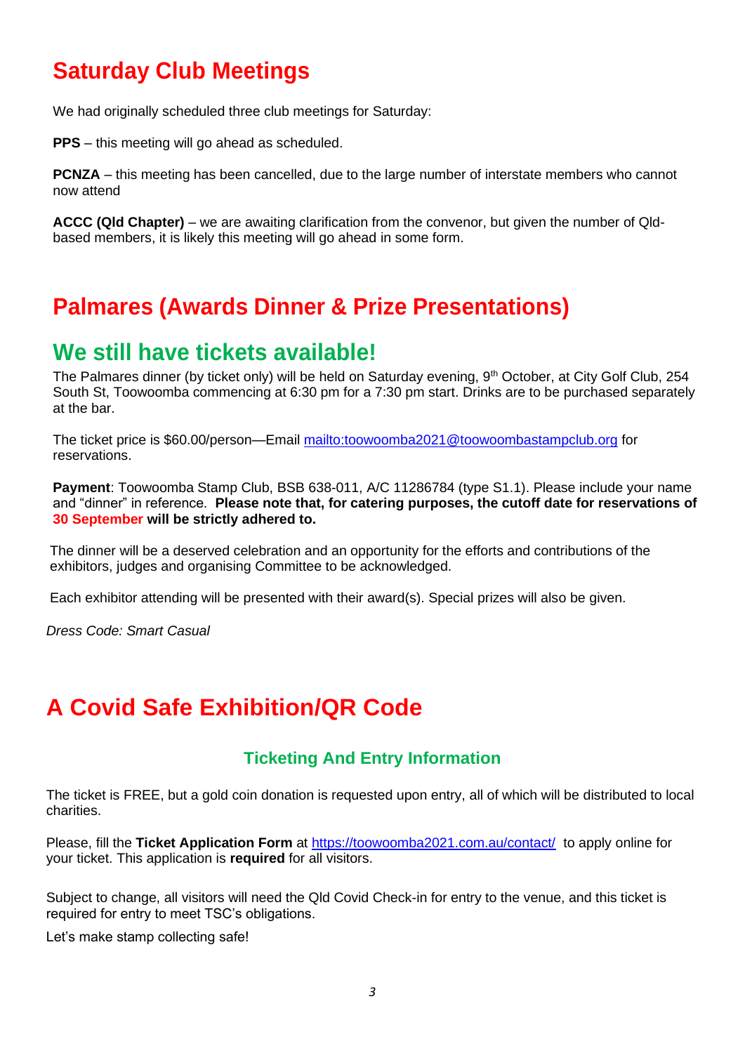# Saturday Club Meetings

We had originally scheduled three club meetings for Saturday:

**PPS** – this meeting will go ahead as scheduled.

**PCNZA** – this meeting has been cancelled, due to the large number of interstate members who cannot now attend

**ACCC (Qld Chapter)** – we are awaiting clarification from the convenor, but given the number of Qld-based members, it is likely this meeting will go ahead in some form.

# Palmares (Awards Dinner & Prize Presentations)

## We still have tickets available!

The Palmares dinner (by ticket only) will be held on Saturday evening, 9th October, at City Golf Club, 254 South St, Toowoomba commencing at 6:30 pm for a 7:30 pm start. Drinks are to be purchased separately at the bar.

The ticket price is $60.00/person—Email [mailto:toowoomba2021@toowoombastampclub.org](mailto:toowoomba2021@toowoombastampclub.org) for reservations.

**Payment**: Toowoomba Stamp Club, BSB 638-011, A/C 11286784 (type S1.1). Please include your name and "dinner" in reference. **Please note that, for catering purposes, the cutoff date for reservations of 30 September will be strictly adhered to.**

The dinner will be a deserved celebration and an opportunity for the efforts and contributions of the exhibitors, judges and organising Committee to be acknowledged.

Each exhibitor attending will be presented with their award(s). Special prizes will also be given.

*Dress Code: Smart Casual*

# A Covid Safe Exhibition/QR Code

### Ticketing And Entry Information

The ticket is FREE, but a gold coin donation is requested upon entry, all of which will be distributed to local charities.

Please, fill the **Ticket Application Form** at [https://toowoomba2021.com.au/contact/](https://toowoomba2021.com.au/contact/) to apply online for your ticket. This application is **required** for all visitors.

Subject to change, all visitors will need the Qld Covid Check-in for entry to the venue, and this ticket is required for entry to meet TSC's obligations.

Let's make stamp collecting safe!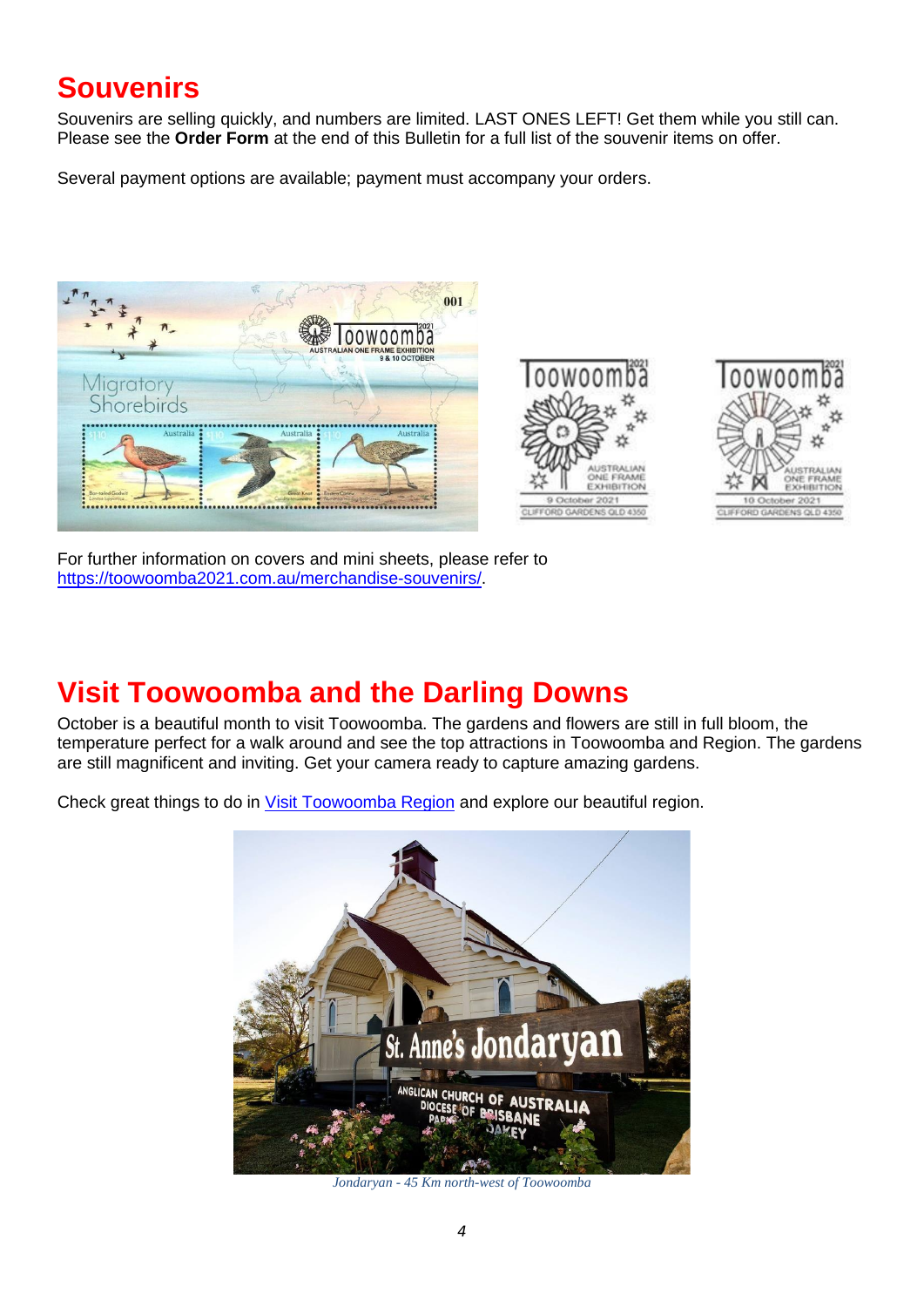## Souvenirs

Souvenirs are selling quickly, and numbers are limited. LAST ONES LEFT! Get them while you still can. Please see the **Order Form** at the end of this Bulletin for a full list of the souvenir items on offer.

Several payment options are available; payment must accompany your orders.

For further information on covers and mini sheets, please refer to [https://toowoomba2021.com.au/merchandise-souvenirs/](https://toowoomba2021.com.au/merchandise-souvenirs/).

## Visit Toowoomba and the Darling Downs

October is a beautiful month to visit Toowoomba. The gardens and flowers are still in full bloom, the temperature perfect for a walk around and see the top attractions in Toowoomba and Region. The gardens are still magnificent and inviting. Get your camera ready to capture amazing gardens.

Check great things to do in Visit Toowoomba Region and explore our beautiful region.

*Jondaryan - 45 Km north-west of Toowoomba*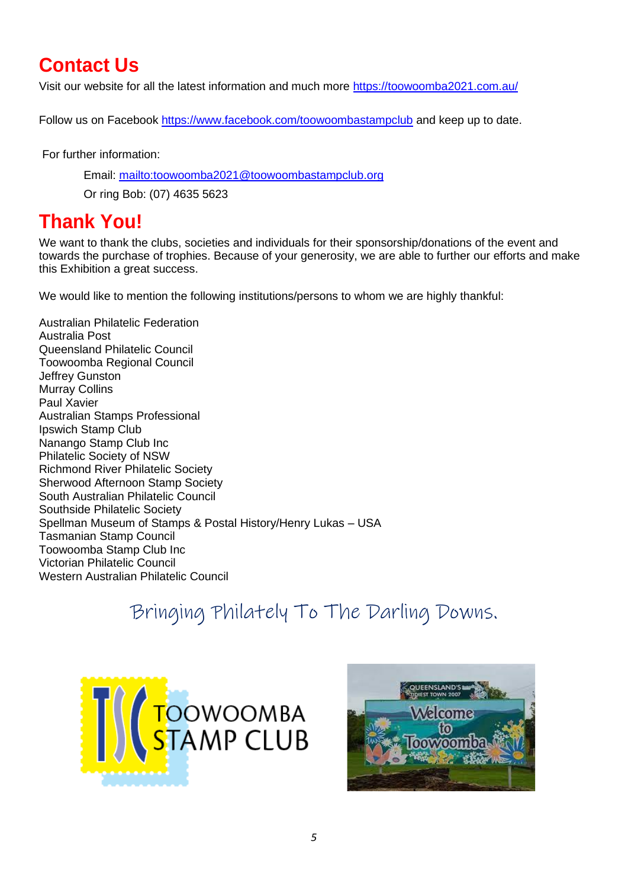# Contact Us

Visit our website for all the latest information and much more https://toowoomba2021.com.au/

Follow us on Facebook https://www.facebook.com/toowoombastampclub and keep up to date.

For further information:

Email: mailto:toowoomba2021@toowoombastampclub.org

Or ring Bob: (07) 4635 5623

# Thank You!

We want to thank the clubs, societies and individuals for their sponsorship/donations of the event and towards the purchase of trophies. Because of your generosity, we are able to further our efforts and make this Exhibition a great success.

We would like to mention the following institutions/persons to whom we are highly thankful:

Australian Philatelic Federation
Australia Post
Queensland Philatelic Council
Toowoomba Regional Council
Jeffrey Gunston
Murray Collins
Paul Xavier
Australian Stamps Professional
Ipswich Stamp Club
Nanango Stamp Club Inc
Philatelic Society of NSW
Richmond River Philatelic Society
Sherwood Afternoon Stamp Society
South Australian Philatelic Council
Southside Philatelic Society
Spellman Museum of Stamps & Postal History/Henry Lukas – USA
Tasmanian Stamp Council
Toowoomba Stamp Club Inc
Victorian Philatelic Council
Western Australian Philatelic Council

*Bringing Philately To The Darling Downs.*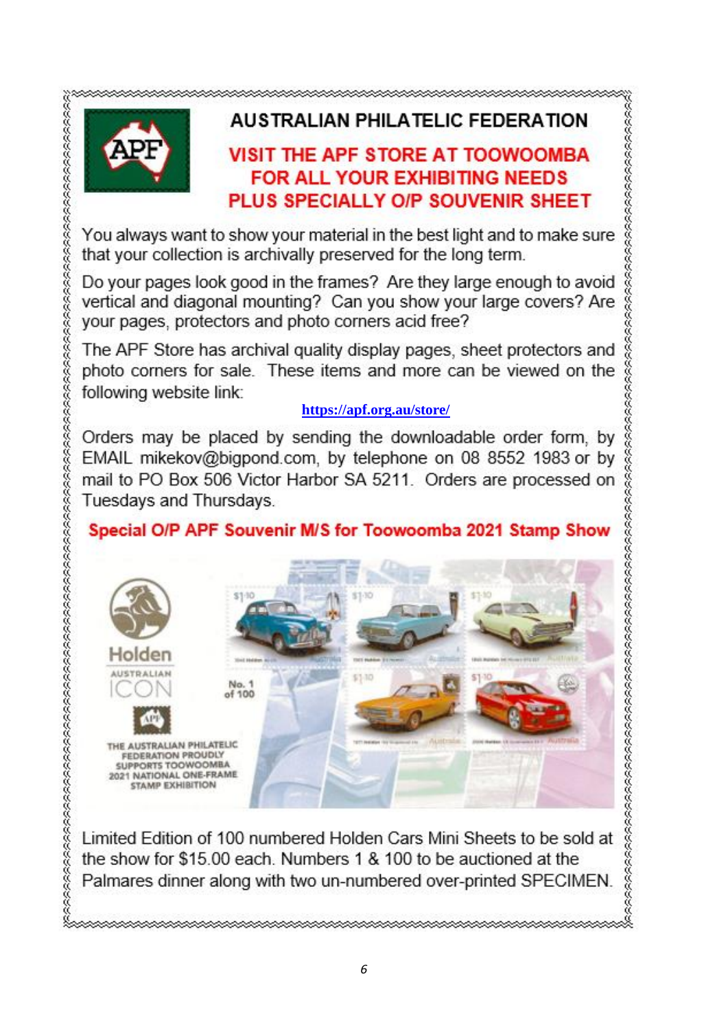# AUSTRALIAN PHILATELIC FEDERATION

## VISIT THE APF STORE AT TOOWOOMBA FOR ALL YOUR EXHIBITING NEEDS PLUS SPECIALLY O/P SOUVENIR SHEET

You always want to show your material in the best light and to make sure that your collection is archivally preserved for the long term.

Do your pages look good in the frames? Are they large enough to avoid vertical and diagonal mounting? Can you show your large covers? Are your pages, protectors and photo corners acid free?

The APF Store has archival quality display pages, sheet protectors and photo corners for sale. These items and more can be viewed on the following website link:

https://apf.org.au/store/

Orders may be placed by sending the downloadable order form, by EMAIL mikekov@bigpond.com, by telephone on 08 8552 1983 or by mail to PO Box 506 Victor Harbor SA 5211. Orders are processed on Tuesdays and Thursdays.

## Special O/P APF Souvenir M/S for Toowoomba 2021 Stamp Show

Limited Edition of 100 numbered Holden Cars Mini Sheets to be sold at the show for $15.00 each. Numbers 1 & 100 to be auctioned at the Palmares dinner along with two un-numbered over-printed SPECIMEN.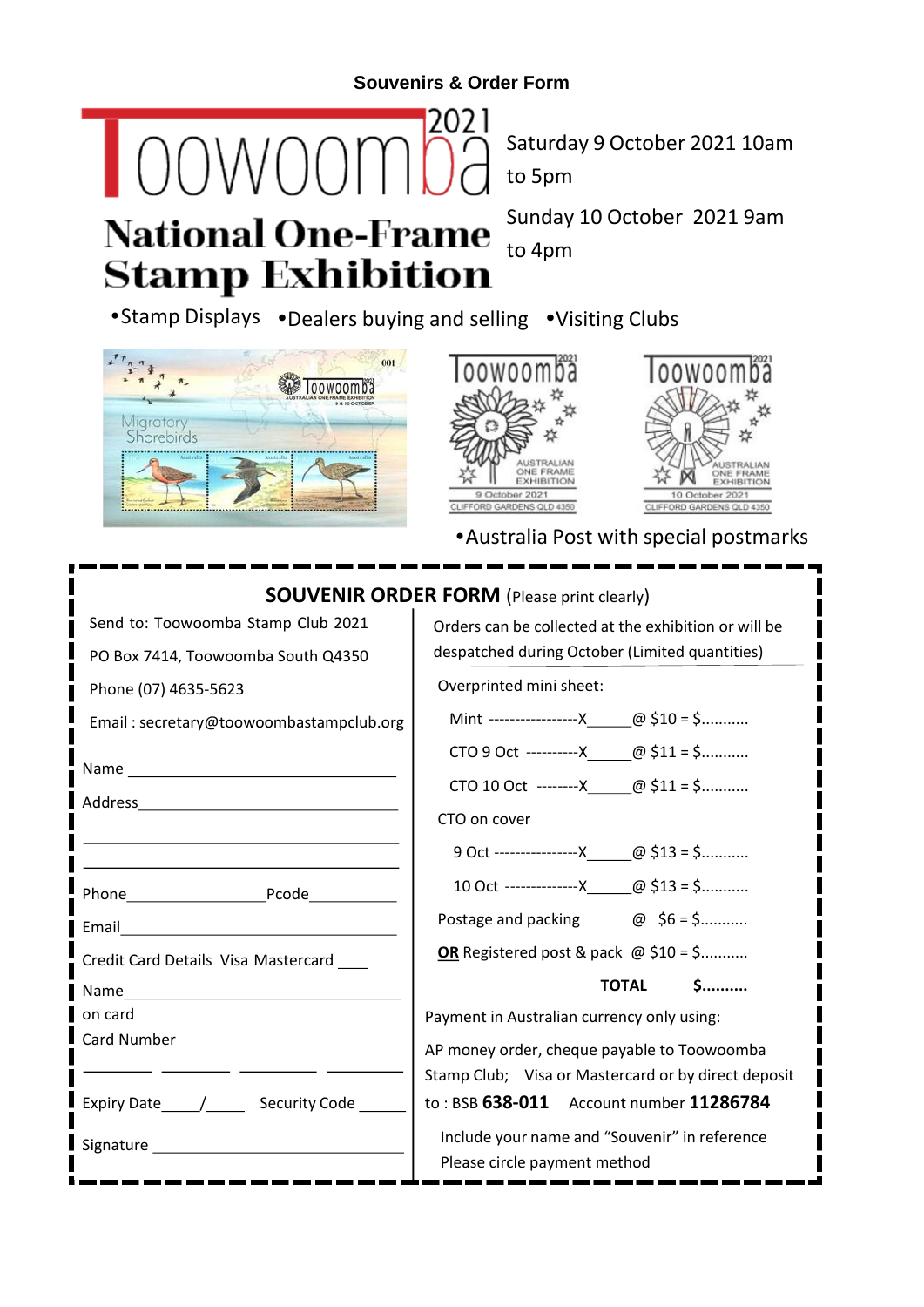**Souvenirs & Order Form**

# Toowoomba 2021

## National One-Frame Stamp Exhibition

Saturday 9 October 2021 10am to 5pm

Sunday 10 October 2021 9am to 4pm

- Stamp Displays
- Dealers buying and selling
- Visiting Clubs

- Australia Post with special postmarks

## SOUVENIR ORDER FORM (Please print clearly)

Send to: Toowoomba Stamp Club 2021

PO Box 7414, Toowoomba South Q4350

Phone (07) 4635-5623

Email : secretary@toowoombastampclub.org

Name ______________________________

Address______________________________

______________________________

______________________________

Phone________________Pcode__________

Email______________________________

Credit Card Details Visa Mastercard ___

Name on card______________________________

Card Number

________ ________ ________ ________

Expiry Date____/____ Security Code ______

Signature ______________________________

Orders can be collected at the exhibition or will be despatched during October (Limited quantities)

Overprinted mini sheet:

Mint -----------------X_____@ $10 = $..........

CTO 9 Oct ----------X_____@ $11 = $..........

CTO 10 Oct --------X_____@ $11 = $..........

CTO on cover

9 Oct ----------------X_____@ $13 = $..........

10 Oct --------------X_____@ $13 = $..........

Postage and packing @ $6 = $..........

**OR** Registered post & pack @ $10 = $..........

**TOTAL $..........**

Payment in Australian currency only using:

AP money order, cheque payable to Toowoomba Stamp Club; Visa or Mastercard or by direct deposit to : BSB **638-011** Account number **11286784**

Include your name and "Souvenir" in reference

Please circle payment method